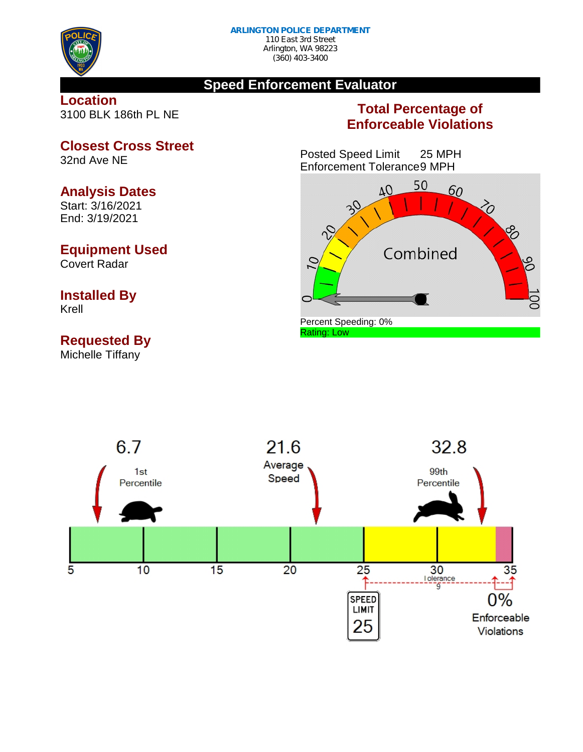**ARLINGTON POLICE DEPARTMENT**
110 East 3rd Street
Arlington, WA 98223
(360) 403-3400

# Speed Enforcement Evaluator

## Location
3100 BLK 186th PL NE

## Closest Cross Street
32nd Ave NE

## Analysis Dates
Start: 3/16/2021
End: 3/19/2021

## Equipment Used
Covert Radar

## Installed By
Krell

## Requested By
Michelle Tiffany

## Total Percentage of Enforceable Violations

Posted Speed Limit 25 MPH
Enforcement Tolerance 9 MPH

Combined

Percent Speeding: 0%
Rating: Low

6.7 — 1st Percentile

21.6 — Average Speed

32.8 — 99th Percentile

5 10 15 20 25 30 35

Tolerance 9

SPEED LIMIT 25

0% Enforceable Violations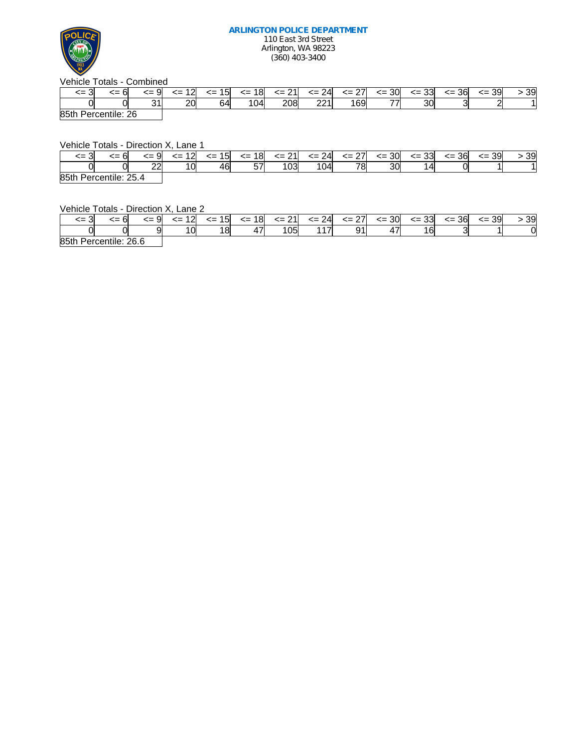**ARLINGTON POLICE DEPARTMENT**
110 East 3rd Street
Arlington, WA 98223
(360) 403-3400

Vehicle Totals - Combined

| <= 3 | <= 6 | <= 9 | <= 12 | <= 15 | <= 18 | <= 21 | <= 24 | <= 27 | <= 30 | <= 33 | <= 36 | <= 39 | > 39 |
|---|---|---|---|---|---|---|---|---|---|---|---|---|---|
| 0 | 0 | 31 | 20 | 64 | 104 | 208 | 221 | 169 | 77 | 30 | 3 | 2 | 1 |

85th Percentile: 26

Vehicle Totals - Direction X, Lane 1

| <= 3 | <= 6 | <= 9 | <= 12 | <= 15 | <= 18 | <= 21 | <= 24 | <= 27 | <= 30 | <= 33 | <= 36 | <= 39 | > 39 |
|---|---|---|---|---|---|---|---|---|---|---|---|---|---|
| 0 | 0 | 22 | 10 | 46 | 57 | 103 | 104 | 78 | 30 | 14 | 0 | 1 | 1 |

85th Percentile: 25.4

Vehicle Totals - Direction X, Lane 2

| <= 3 | <= 6 | <= 9 | <= 12 | <= 15 | <= 18 | <= 21 | <= 24 | <= 27 | <= 30 | <= 33 | <= 36 | <= 39 | > 39 |
|---|---|---|---|---|---|---|---|---|---|---|---|---|---|
| 0 | 0 | 9 | 10 | 18 | 47 | 105 | 117 | 91 | 47 | 16 | 3 | 1 | 0 |

85th Percentile: 26.6